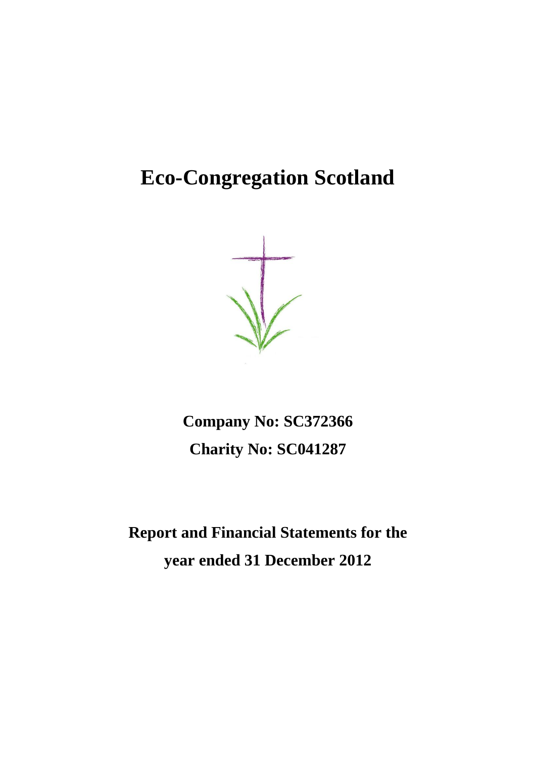# Eco-Congregation Scotland

**Company No: SC372366**

**Charity No: SC041287**

**Report and Financial Statements for the year ended 31 December 2012**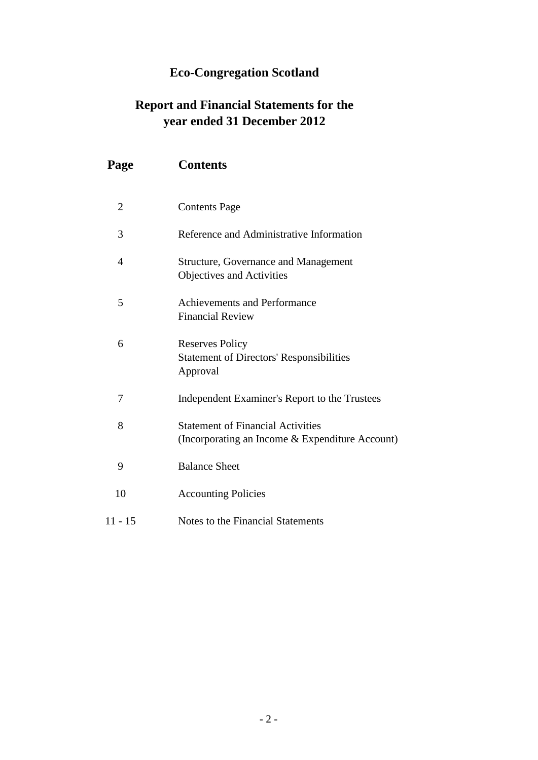# Eco-Congregation Scotland

## Report and Financial Statements for the year ended 31 December 2012

| Page | Contents |
|---|---|
| 2 | Contents Page |
| 3 | Reference and Administrative Information |
| 4 | Structure, Governance and Management<br>Objectives and Activities |
| 5 | Achievements and Performance<br>Financial Review |
| 6 | Reserves Policy<br>Statement of Directors' Responsibilities<br>Approval |
| 7 | Independent Examiner's Report to the Trustees |
| 8 | Statement of Financial Activities<br>(Incorporating an Income & Expenditure Account) |
| 9 | Balance Sheet |
| 10 | Accounting Policies |
| 11 - 15 | Notes to the Financial Statements |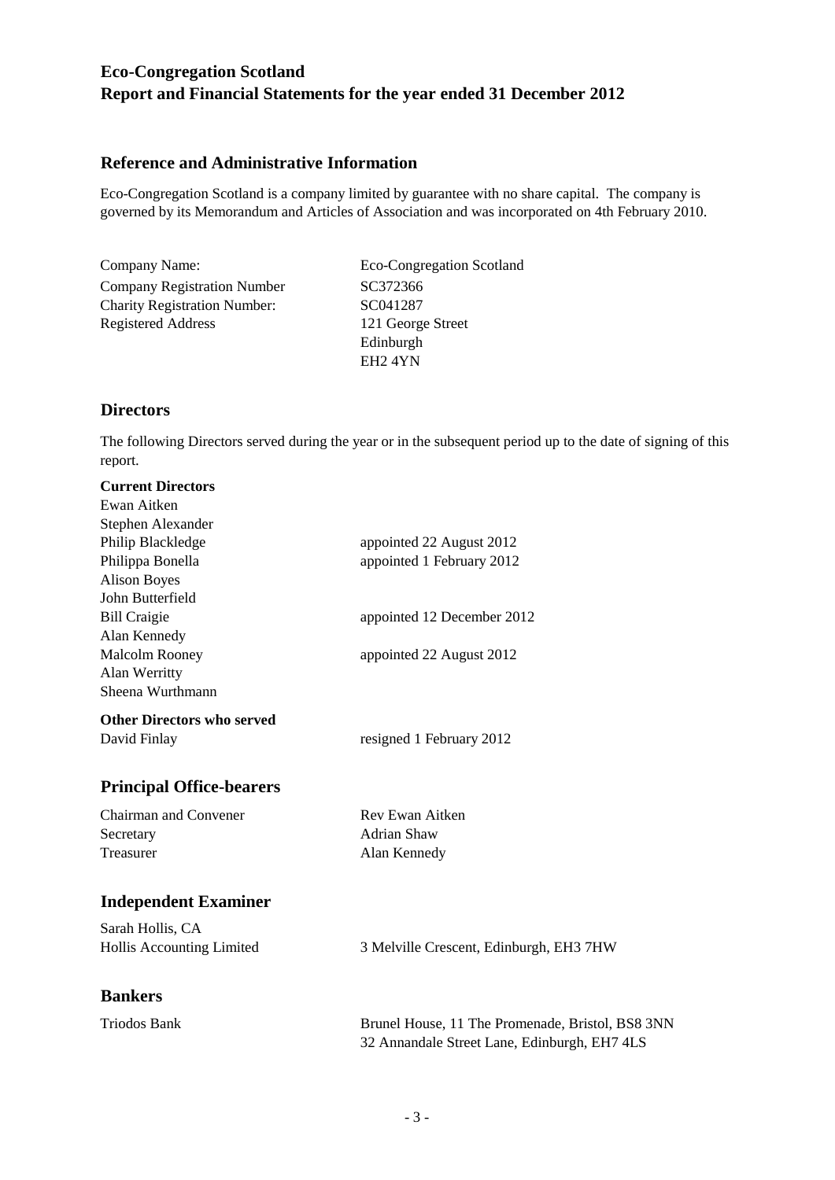# Eco-Congregation Scotland
# Report and Financial Statements for the year ended 31 December 2012

## Reference and Administrative Information

Eco-Congregation Scotland is a company limited by guarantee with no share capital. The company is governed by its Memorandum and Articles of Association and was incorporated on 4th February 2010.

| | |
|---|---|
| Company Name: | Eco-Congregation Scotland |
| Company Registration Number | SC372366 |
| Charity Registration Number: | SC041287 |
| Registered Address | 121 George Street<br>Edinburgh<br>EH2 4YN |

## Directors

The following Directors served during the year or in the subsequent period up to the date of signing of this report.

**Current Directors**

| | |
|---|---|
| Ewan Aitken | |
| Stephen Alexander | |
| Philip Blackledge | appointed 22 August 2012 |
| Philippa Bonella | appointed 1 February 2012 |
| Alison Boyes | |
| John Butterfield | |
| Bill Craigie | appointed 12 December 2012 |
| Alan Kennedy | |
| Malcolm Rooney | appointed 22 August 2012 |
| Alan Werritty | |
| Sheena Wurthmann | |

**Other Directors who served**

| | |
|---|---|
| David Finlay | resigned 1 February 2012 |

## Principal Office-bearers

| | |
|---|---|
| Chairman and Convener | Rev Ewan Aitken |
| Secretary | Adrian Shaw |
| Treasurer | Alan Kennedy |

## Independent Examiner

Sarah Hollis, CA
Hollis Accounting Limited — 3 Melville Crescent, Edinburgh, EH3 7HW

## Bankers

Triodos Bank — Brunel House, 11 The Promenade, Bristol, BS8 3NN
32 Annandale Street Lane, Edinburgh, EH7 4LS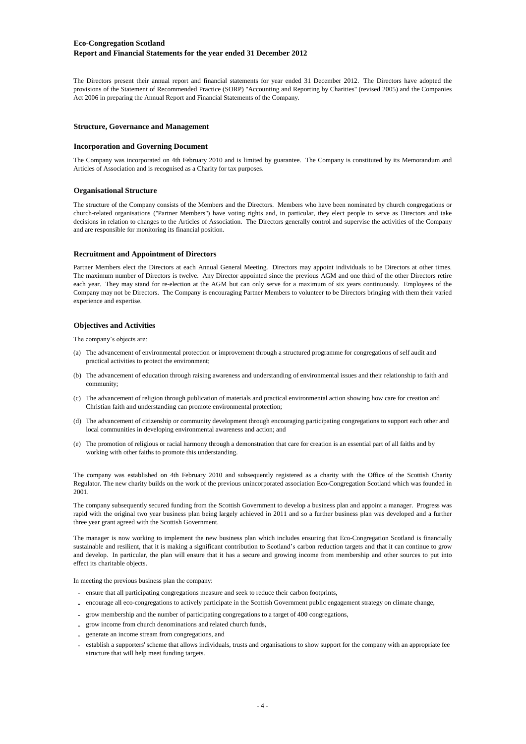# Eco-Congregation Scotland

## Report and Financial Statements for the year ended 31 December 2012

The Directors present their annual report and financial statements for year ended 31 December 2012. The Directors have adopted the provisions of the Statement of Recommended Practice (SORP) "Accounting and Reporting by Charities" (revised 2005) and the Companies Act 2006 in preparing the Annual Report and Financial Statements of the Company.

### Structure, Governance and Management

#### Incorporation and Governing Document

The Company was incorporated on 4th February 2010 and is limited by guarantee. The Company is constituted by its Memorandum and Articles of Association and is recognised as a Charity for tax purposes.

#### Organisational Structure

The structure of the Company consists of the Members and the Directors. Members who have been nominated by church congregations or church-related organisations ("Partner Members") have voting rights and, in particular, they elect people to serve as Directors and take decisions in relation to changes to the Articles of Association. The Directors generally control and supervise the activities of the Company and are responsible for monitoring its financial position.

#### Recruitment and Appointment of Directors

Partner Members elect the Directors at each Annual General Meeting. Directors may appoint individuals to be Directors at other times. The maximum number of Directors is twelve. Any Director appointed since the previous AGM and one third of the other Directors retire each year. They may stand for re-election at the AGM but can only serve for a maximum of six years continuously. Employees of the Company may not be Directors. The Company is encouraging Partner Members to volunteer to be Directors bringing with them their varied experience and expertise.

#### Objectives and Activities

The company's objects are:

(a) The advancement of environmental protection or improvement through a structured programme for congregations of self audit and practical activities to protect the environment;

(b) The advancement of education through raising awareness and understanding of environmental issues and their relationship to faith and community;

(c) The advancement of religion through publication of materials and practical environmental action showing how care for creation and Christian faith and understanding can promote environmental protection;

(d) The advancement of citizenship or community development through encouraging participating congregations to support each other and local communities in developing environmental awareness and action; and

(e) The promotion of religious or racial harmony through a demonstration that care for creation is an essential part of all faiths and by working with other faiths to promote this understanding.

The company was established on 4th February 2010 and subsequently registered as a charity with the Office of the Scottish Charity Regulator. The new charity builds on the work of the previous unincorporated association Eco-Congregation Scotland which was founded in 2001.

The company subsequently secured funding from the Scottish Government to develop a business plan and appoint a manager. Progress was rapid with the original two year business plan being largely achieved in 2011 and so a further business plan was developed and a further three year grant agreed with the Scottish Government.

The manager is now working to implement the new business plan which includes ensuring that Eco-Congregation Scotland is financially sustainable and resilient, that it is making a significant contribution to Scotland's carbon reduction targets and that it can continue to grow and develop. In particular, the plan will ensure that it has a secure and growing income from membership and other sources to put into effect its charitable objects.

In meeting the previous business plan the company:

- ensure that all participating congregations measure and seek to reduce their carbon footprints,
- encourage all eco-congregations to actively participate in the Scottish Government public engagement strategy on climate change,
- grow membership and the number of participating congregations to a target of 400 congregations,
- grow income from church denominations and related church funds,
- generate an income stream from congregations, and
- establish a supporters' scheme that allows individuals, trusts and organisations to show support for the company with an appropriate fee structure that will help meet funding targets.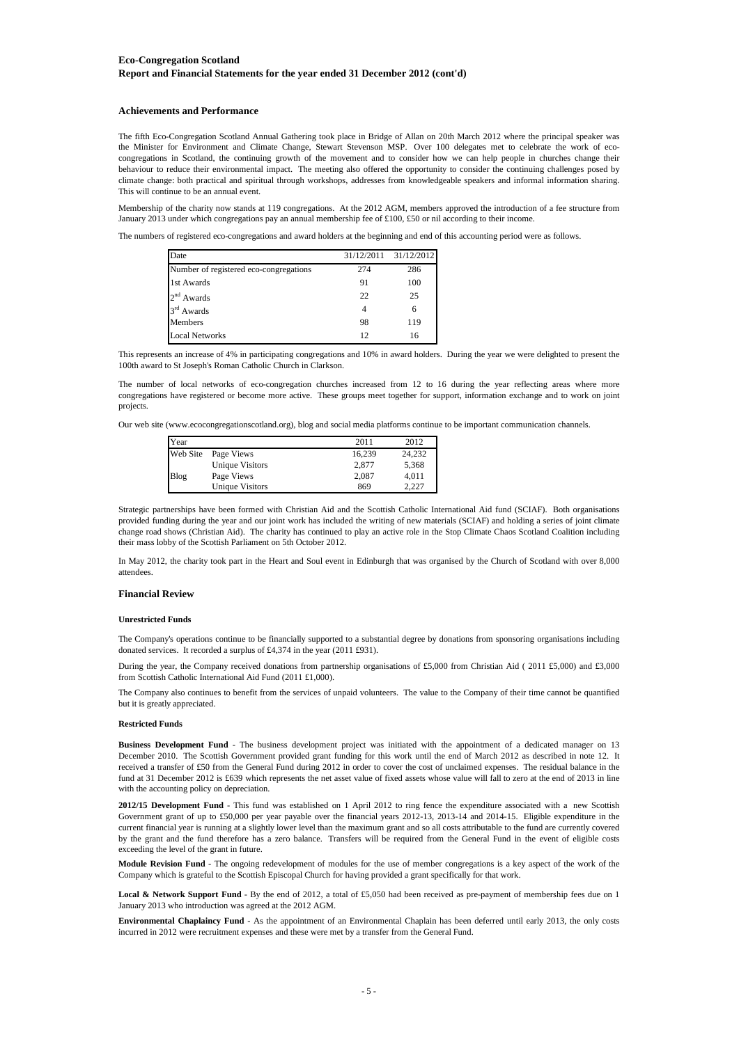## Achievements and Performance

The fifth Eco-Congregation Scotland Annual Gathering took place in Bridge of Allan on 20th March 2012 where the principal speaker was the Minister for Environment and Climate Change, Stewart Stevenson MSP. Over 100 delegates met to celebrate the work of eco-congregations in Scotland, the continuing growth of the movement and to consider how we can help people in churches change their behaviour to reduce their environmental impact. The meeting also offered the opportunity to consider the continuing challenges posed by climate change: both practical and spiritual through workshops, addresses from knowledgeable speakers and informal information sharing. This will continue to be an annual event.

Membership of the charity now stands at 119 congregations. At the 2012 AGM, members approved the introduction of a fee structure from January 2013 under which congregations pay an annual membership fee of £100, £50 or nil according to their income.

The numbers of registered eco-congregations and award holders at the beginning and end of this accounting period were as follows.

| Date | 31/12/2011 | 31/12/2012 |
|---|---|---|
| Number of registered eco-congregations | 274 | 286 |
| 1st Awards | 91 | 100 |
| 2nd Awards | 22 | 25 |
| 3rd Awards | 4 | 6 |
| Members | 98 | 119 |
| Local Networks | 12 | 16 |

This represents an increase of 4% in participating congregations and 10% in award holders. During the year we were delighted to present the 100th award to St Joseph's Roman Catholic Church in Clarkson.

The number of local networks of eco-congregation churches increased from 12 to 16 during the year reflecting areas where more congregations have registered or become more active. These groups meet together for support, information exchange and to work on joint projects.

Our web site (www.ecocongregationscotland.org), blog and social media platforms continue to be important communication channels.

| Year | | 2011 | 2012 |
|---|---|---|---|
| Web Site | Page Views | 16,239 | 24,232 |
| | Unique Visitors | 2,877 | 5,368 |
| Blog | Page Views | 2,087 | 4,011 |
| | Unique Visitors | 869 | 2,227 |

Strategic partnerships have been formed with Christian Aid and the Scottish Catholic International Aid fund (SCIAF). Both organisations provided funding during the year and our joint work has included the writing of new materials (SCIAF) and holding a series of joint climate change road shows (Christian Aid). The charity has continued to play an active role in the Stop Climate Chaos Scotland Coalition including their mass lobby of the Scottish Parliament on 5th October 2012.

In May 2012, the charity took part in the Heart and Soul event in Edinburgh that was organised by the Church of Scotland with over 8,000 attendees.

## Financial Review

#### Unrestricted Funds

The Company's operations continue to be financially supported to a substantial degree by donations from sponsoring organisations including donated services. It recorded a surplus of £4,374 in the year (2011 £931).

During the year, the Company received donations from partnership organisations of £5,000 from Christian Aid ( 2011 £5,000) and £3,000 from Scottish Catholic International Aid Fund (2011 £1,000).

The Company also continues to benefit from the services of unpaid volunteers. The value to the Company of their time cannot be quantified but it is greatly appreciated.

#### Restricted Funds

**Business Development Fund** - The business development project was initiated with the appointment of a dedicated manager on 13 December 2010. The Scottish Government provided grant funding for this work until the end of March 2012 as described in note 12. It received a transfer of £50 from the General Fund during 2012 in order to cover the cost of unclaimed expenses. The residual balance in the fund at 31 December 2012 is £639 which represents the net asset value of fixed assets whose value will fall to zero at the end of 2013 in line with the accounting policy on depreciation.

**2012/15 Development Fund** - This fund was established on 1 April 2012 to ring fence the expenditure associated with a new Scottish Government grant of up to £50,000 per year payable over the financial years 2012-13, 2013-14 and 2014-15. Eligible expenditure in the current financial year is running at a slightly lower level than the maximum grant and so all costs attributable to the fund are currently covered by the grant and the fund therefore has a zero balance. Transfers will be required from the General Fund in the event of eligible costs exceeding the level of the grant in future.

**Module Revision Fund** - The ongoing redevelopment of modules for the use of member congregations is a key aspect of the work of the Company which is grateful to the Scottish Episcopal Church for having provided a grant specifically for that work.

**Local & Network Support Fund** - By the end of 2012, a total of £5,050 had been received as pre-payment of membership fees due on 1 January 2013 who introduction was agreed at the 2012 AGM.

**Environmental Chaplaincy Fund** - As the appointment of an Environmental Chaplain has been deferred until early 2013, the only costs incurred in 2012 were recruitment expenses and these were met by a transfer from the General Fund.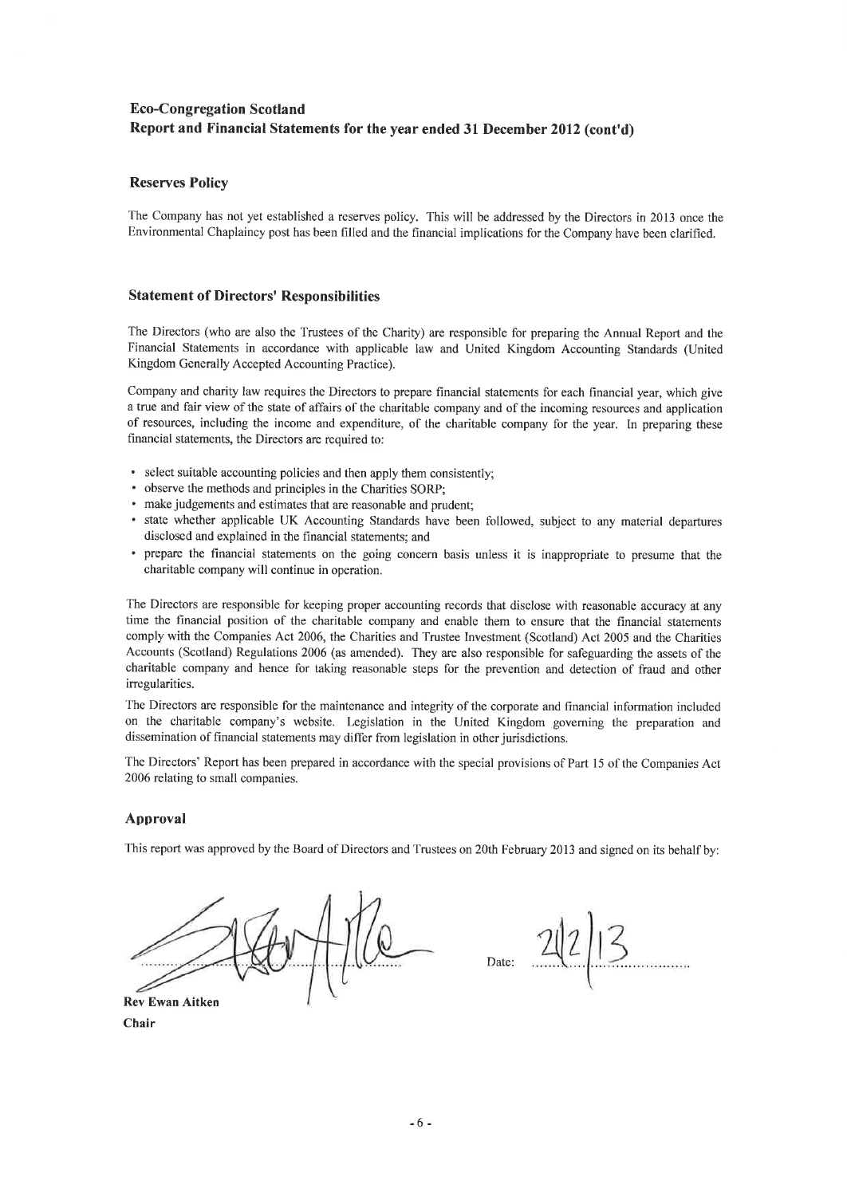## Reserves Policy

The Company has not yet established a reserves policy. This will be addressed by the Directors in 2013 once the Environmental Chaplaincy post has been filled and the financial implications for the Company have been clarified.

## Statement of Directors' Responsibilities

The Directors (who are also the Trustees of the Charity) are responsible for preparing the Annual Report and the Financial Statements in accordance with applicable law and United Kingdom Accounting Standards (United Kingdom Generally Accepted Accounting Practice).

Company and charity law requires the Directors to prepare financial statements for each financial year, which give a true and fair view of the state of affairs of the charitable company and of the incoming resources and application of resources, including the income and expenditure, of the charitable company for the year. In preparing these financial statements, the Directors are required to:

- select suitable accounting policies and then apply them consistently;
- observe the methods and principles in the Charities SORP;
- make judgements and estimates that are reasonable and prudent;
- state whether applicable UK Accounting Standards have been followed, subject to any material departures disclosed and explained in the financial statements; and
- prepare the financial statements on the going concern basis unless it is inappropriate to presume that the charitable company will continue in operation.

The Directors are responsible for keeping proper accounting records that disclose with reasonable accuracy at any time the financial position of the charitable company and enable them to ensure that the financial statements comply with the Companies Act 2006, the Charities and Trustee Investment (Scotland) Act 2005 and the Charities Accounts (Scotland) Regulations 2006 (as amended). They are also responsible for safeguarding the assets of the charitable company and hence for taking reasonable steps for the prevention and detection of fraud and other irregularities.

The Directors are responsible for the maintenance and integrity of the corporate and financial information included on the charitable company's website. Legislation in the United Kingdom governing the preparation and dissemination of financial statements may differ from legislation in other jurisdictions.

The Directors' Report has been prepared in accordance with the special provisions of Part 15 of the Companies Act 2006 relating to small companies.

## Approval

This report was approved by the Board of Directors and Trustees on 20th February 2013 and signed on its behalf by:

Date: 21/2/13

**Rev Ewan Aitken**
**Chair**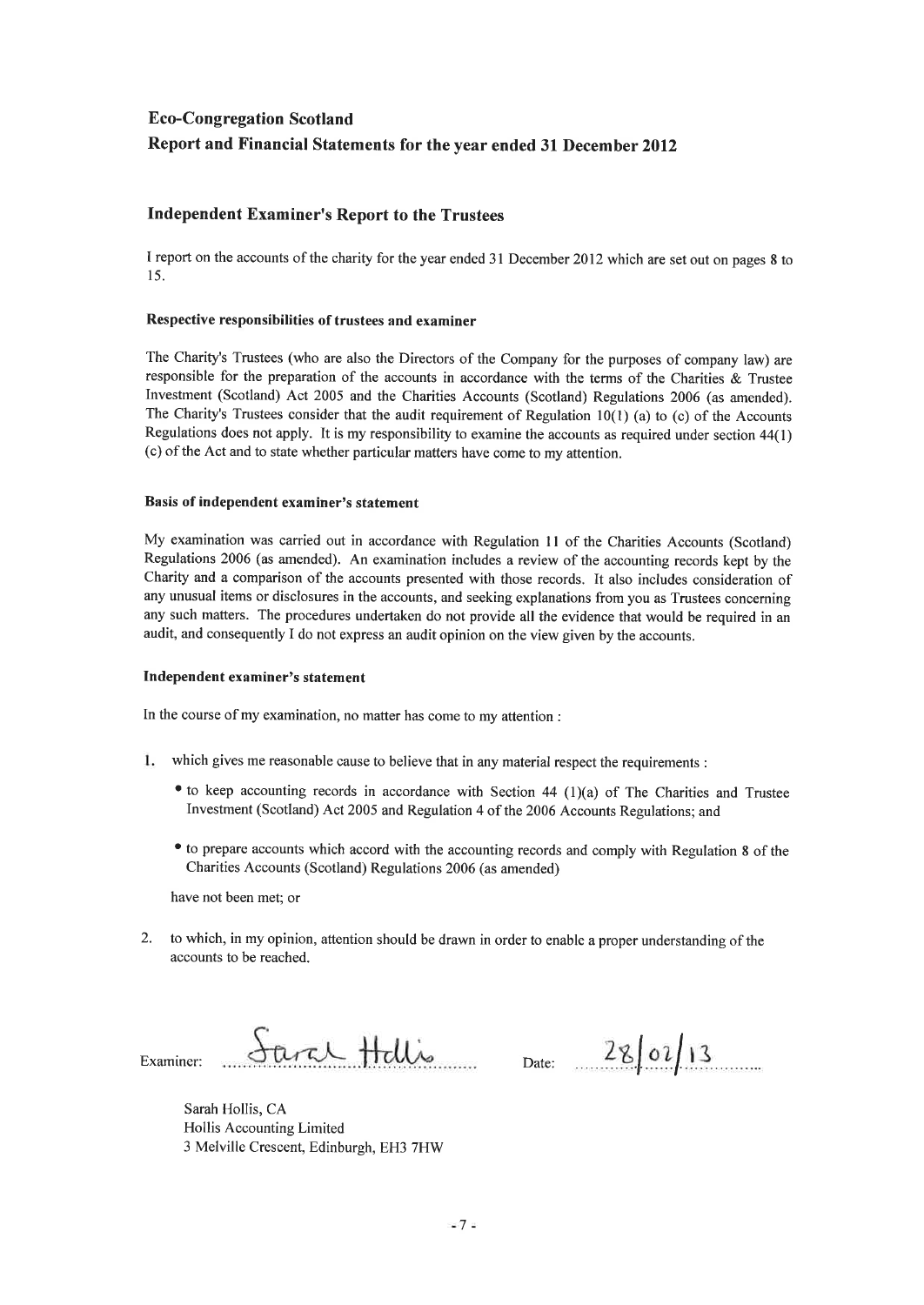# Eco-Congregation Scotland

## Report and Financial Statements for the year ended 31 December 2012

## Independent Examiner's Report to the Trustees

I report on the accounts of the charity for the year ended 31 December 2012 which are set out on pages 8 to 15.

### Respective responsibilities of trustees and examiner

The Charity's Trustees (who are also the Directors of the Company for the purposes of company law) are responsible for the preparation of the accounts in accordance with the terms of the Charities & Trustee Investment (Scotland) Act 2005 and the Charities Accounts (Scotland) Regulations 2006 (as amended). The Charity's Trustees consider that the audit requirement of Regulation 10(1) (a) to (c) of the Accounts Regulations does not apply. It is my responsibility to examine the accounts as required under section 44(1) (c) of the Act and to state whether particular matters have come to my attention.

### Basis of independent examiner's statement

My examination was carried out in accordance with Regulation 11 of the Charities Accounts (Scotland) Regulations 2006 (as amended). An examination includes a review of the accounting records kept by the Charity and a comparison of the accounts presented with those records. It also includes consideration of any unusual items or disclosures in the accounts, and seeking explanations from you as Trustees concerning any such matters. The procedures undertaken do not provide all the evidence that would be required in an audit, and consequently I do not express an audit opinion on the view given by the accounts.

### Independent examiner's statement

In the course of my examination, no matter has come to my attention :

1. which gives me reasonable cause to believe that in any material respect the requirements :
   - to keep accounting records in accordance with Section 44 (1)(a) of The Charities and Trustee Investment (Scotland) Act 2005 and Regulation 4 of the 2006 Accounts Regulations; and
   - to prepare accounts which accord with the accounting records and comply with Regulation 8 of the Charities Accounts (Scotland) Regulations 2006 (as amended)

   have not been met; or

2. to which, in my opinion, attention should be drawn in order to enable a proper understanding of the accounts to be reached.

Examiner: Sarah Hollis    Date: 28/02/13

Sarah Hollis, CA
Hollis Accounting Limited
3 Melville Crescent, Edinburgh, EH3 7HW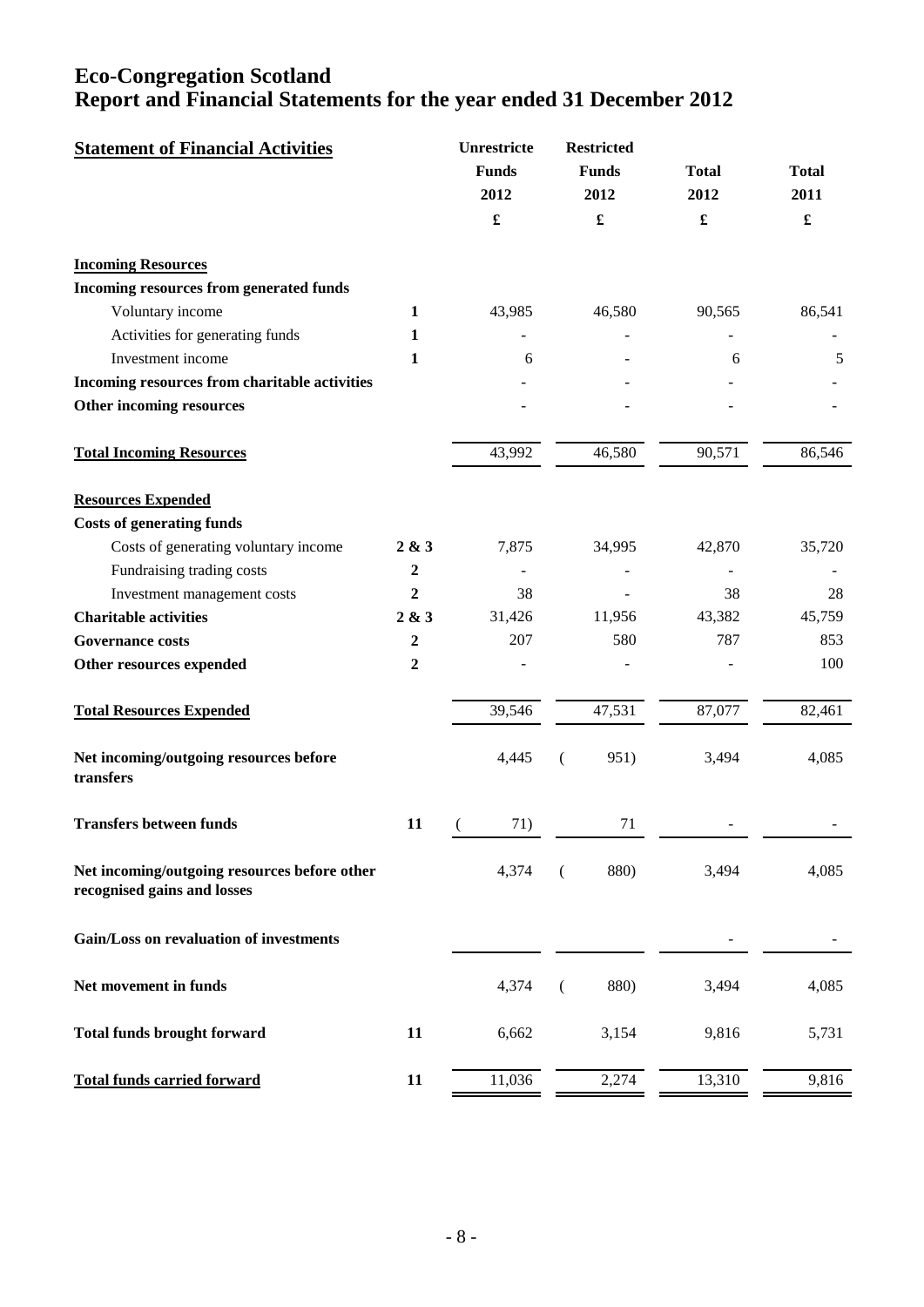# Eco-Congregation Scotland
# Report and Financial Statements for the year ended 31 December 2012

| **Statement of Financial Activities** | | **Unrestricte Funds 2012** | **Restricted Funds 2012** | **Total 2012** | **Total 2011** |
|---|---|---|---|---|---|
| | | **£** | **£** | **£** | **£** |
| **Incoming Resources** | | | | | |
| **Incoming resources from generated funds** | | | | | |
| Voluntary income | **1** | 43,985 | 46,580 | 90,565 | 86,541 |
| Activities for generating funds | **1** | - | - | - | - |
| Investment income | **1** | 6 | - | 6 | 5 |
| **Incoming resources from charitable activities** | | - | - | - | - |
| **Other incoming resources** | | - | - | - | - |
| **Total Incoming Resources** | | 43,992 | 46,580 | 90,571 | 86,546 |
| **Resources Expended** | | | | | |
| **Costs of generating funds** | | | | | |
| Costs of generating voluntary income | **2 & 3** | 7,875 | 34,995 | 42,870 | 35,720 |
| Fundraising trading costs | **2** | - | - | - | - |
| Investment management costs | **2** | 38 | - | 38 | 28 |
| **Charitable activities** | **2 & 3** | 31,426 | 11,956 | 43,382 | 45,759 |
| **Governance costs** | **2** | 207 | 580 | 787 | 853 |
| **Other resources expended** | **2** | - | - | - | 100 |
| **Total Resources Expended** | | 39,546 | 47,531 | 87,077 | 82,461 |
| **Net incoming/outgoing resources before transfers** | | 4,445 | (951) | 3,494 | 4,085 |
| **Transfers between funds** | **11** | (71) | 71 | - | - |
| **Net incoming/outgoing resources before other recognised gains and losses** | | 4,374 | (880) | 3,494 | 4,085 |
| **Gain/Loss on revaluation of investments** | | | | - | - |
| **Net movement in funds** | | 4,374 | (880) | 3,494 | 4,085 |
| **Total funds brought forward** | **11** | 6,662 | 3,154 | 9,816 | 5,731 |
| **Total funds carried forward** | **11** | 11,036 | 2,274 | 13,310 | 9,816 |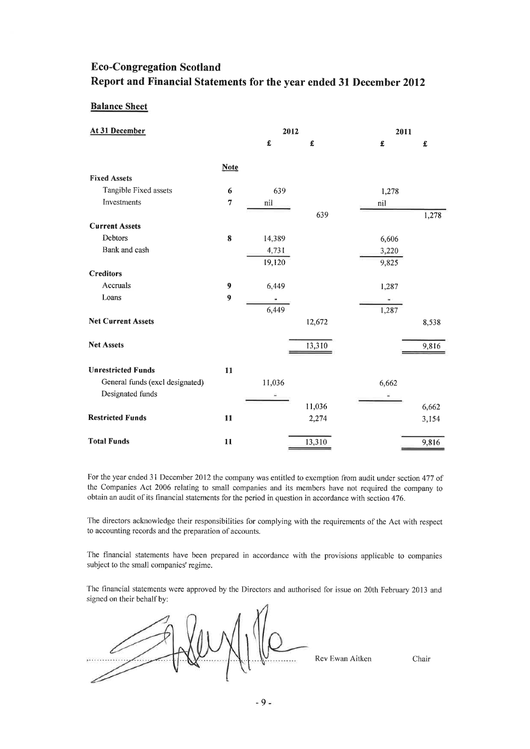# Eco-Congregation Scotland

## Report and Financial Statements for the year ended 31 December 2012

### Balance Sheet

| At 31 December | Note | 2012 £ | 2012 £ | 2011 £ | 2011 £ |
|---|---|---|---|---|---|
| **Fixed Assets** | | | | | |
| Tangible Fixed assets | 6 | 639 | | 1,278 | |
| Investments | 7 | nil | | nil | |
| | | | 639 | | 1,278 |
| **Current Assets** | | | | | |
| Debtors | 8 | 14,389 | | 6,606 | |
| Bank and cash | | 4,731 | | 3,220 | |
| | | 19,120 | | 9,825 | |
| **Creditors** | | | | | |
| Accruals | 9 | 6,449 | | 1,287 | |
| Loans | 9 | - | | - | |
| | | 6,449 | | 1,287 | |
| **Net Current Assets** | | | 12,672 | | 8,538 |
| **Net Assets** | | | 13,310 | | 9,816 |
| **Unrestricted Funds** | 11 | | | | |
| General funds (excl designated) | | 11,036 | | 6,662 | |
| Designated funds | | - | | - | |
| | | | 11,036 | | 6,662 |
| **Restricted Funds** | 11 | | 2,274 | | 3,154 |
| **Total Funds** | 11 | | 13,310 | | 9,816 |

For the year ended 31 December 2012 the company was entitled to exemption from audit under section 477 of the Companies Act 2006 relating to small companies and its members have not required the company to obtain an audit of its financial statements for the period in question in accordance with section 476.

The directors acknowledge their responsibilities for complying with the requirements of the Act with respect to accounting records and the preparation of accounts.

The financial statements have been prepared in accordance with the provisions applicable to companies subject to the small companies' regime.

The financial statements were approved by the Directors and authorised for issue on 20th February 2013 and signed on their behalf by:

Rev Ewan Aitken Chair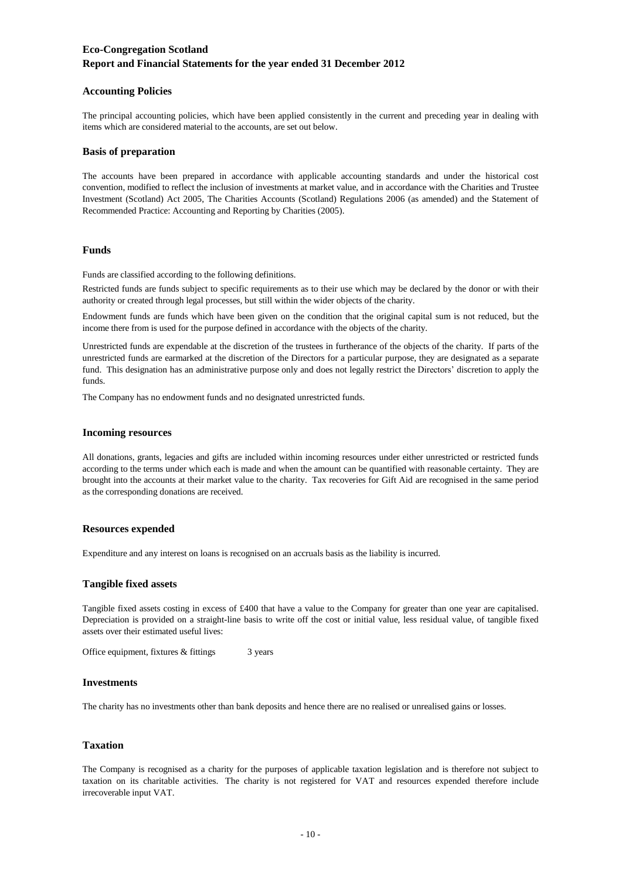## Accounting Policies

The principal accounting policies, which have been applied consistently in the current and preceding year in dealing with items which are considered material to the accounts, are set out below.

## Basis of preparation

The accounts have been prepared in accordance with applicable accounting standards and under the historical cost convention, modified to reflect the inclusion of investments at market value, and in accordance with the Charities and Trustee Investment (Scotland) Act 2005, The Charities Accounts (Scotland) Regulations 2006 (as amended) and the Statement of Recommended Practice: Accounting and Reporting by Charities (2005).

## Funds

Funds are classified according to the following definitions.

Restricted funds are funds subject to specific requirements as to their use which may be declared by the donor or with their authority or created through legal processes, but still within the wider objects of the charity.

Endowment funds are funds which have been given on the condition that the original capital sum is not reduced, but the income there from is used for the purpose defined in accordance with the objects of the charity.

Unrestricted funds are expendable at the discretion of the trustees in furtherance of the objects of the charity. If parts of the unrestricted funds are earmarked at the discretion of the Directors for a particular purpose, they are designated as a separate fund. This designation has an administrative purpose only and does not legally restrict the Directors' discretion to apply the funds.

The Company has no endowment funds and no designated unrestricted funds.

## Incoming resources

All donations, grants, legacies and gifts are included within incoming resources under either unrestricted or restricted funds according to the terms under which each is made and when the amount can be quantified with reasonable certainty. They are brought into the accounts at their market value to the charity. Tax recoveries for Gift Aid are recognised in the same period as the corresponding donations are received.

## Resources expended

Expenditure and any interest on loans is recognised on an accruals basis as the liability is incurred.

## Tangible fixed assets

Tangible fixed assets costing in excess of £400 that have a value to the Company for greater than one year are capitalised. Depreciation is provided on a straight-line basis to write off the cost or initial value, less residual value, of tangible fixed assets over their estimated useful lives:

Office equipment, fixtures & fittings 3 years

## Investments

The charity has no investments other than bank deposits and hence there are no realised or unrealised gains or losses.

## Taxation

The Company is recognised as a charity for the purposes of applicable taxation legislation and is therefore not subject to taxation on its charitable activities. The charity is not registered for VAT and resources expended therefore include irrecoverable input VAT.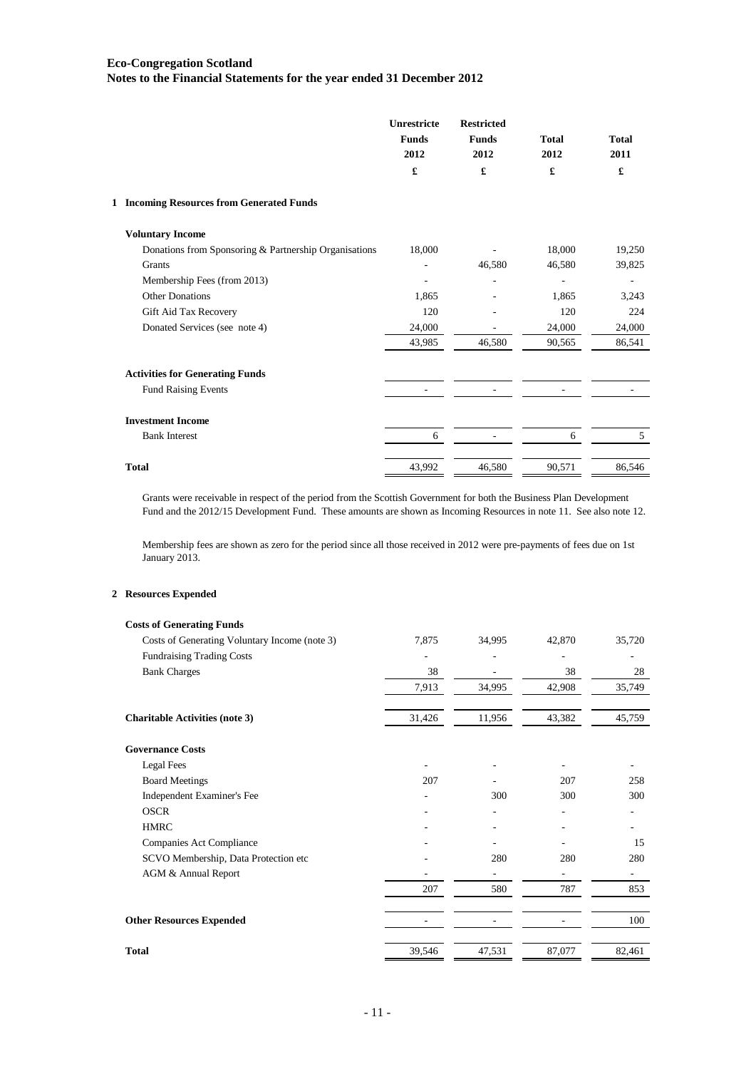**Eco-Congregation Scotland**
**Notes to the Financial Statements for the year ended 31 December 2012**

| | Unrestricte Funds 2012 £ | Restricted Funds 2012 £ | Total 2012 £ | Total 2011 £ |
|---|---|---|---|---|
| **1 Incoming Resources from Generated Funds** | | | | |
| **Voluntary Income** | | | | |
| Donations from Sponsoring & Partnership Organisations | 18,000 | - | 18,000 | 19,250 |
| Grants | - | 46,580 | 46,580 | 39,825 |
| Membership Fees (from 2013) | - | - | - | - |
| Other Donations | 1,865 | - | 1,865 | 3,243 |
| Gift Aid Tax Recovery | 120 | - | 120 | 224 |
| Donated Services (see note 4) | 24,000 | - | 24,000 | 24,000 |
| | 43,985 | 46,580 | 90,565 | 86,541 |
| **Activities for Generating Funds** | | | | |
| Fund Raising Events | - | - | - | - |
| **Investment Income** | | | | |
| Bank Interest | 6 | - | 6 | 5 |
| **Total** | 43,992 | 46,580 | 90,571 | 86,546 |

Grants were receivable in respect of the period from the Scottish Government for both the Business Plan Development Fund and the 2012/15 Development Fund. These amounts are shown as Incoming Resources in note 11. See also note 12.

Membership fees are shown as zero for the period since all those received in 2012 were pre-payments of fees due on 1st January 2013.

| | Unrestricte Funds 2012 £ | Restricted Funds 2012 £ | Total 2012 £ | Total 2011 £ |
|---|---|---|---|---|
| **2 Resources Expended** | | | | |
| **Costs of Generating Funds** | | | | |
| Costs of Generating Voluntary Income (note 3) | 7,875 | 34,995 | 42,870 | 35,720 |
| Fundraising Trading Costs | - | - | - | - |
| Bank Charges | 38 | - | 38 | 28 |
| | 7,913 | 34,995 | 42,908 | 35,749 |
| **Charitable Activities (note 3)** | 31,426 | 11,956 | 43,382 | 45,759 |
| **Governance Costs** | | | | |
| Legal Fees | - | - | - | - |
| Board Meetings | 207 | - | 207 | 258 |
| Independent Examiner's Fee | - | 300 | 300 | 300 |
| OSCR | - | - | - | - |
| HMRC | - | - | - | - |
| Companies Act Compliance | - | - | - | 15 |
| SCVO Membership, Data Protection etc | - | 280 | 280 | 280 |
| AGM & Annual Report | - | - | - | - |
| | 207 | 580 | 787 | 853 |
| **Other Resources Expended** | - | - | - | 100 |
| **Total** | 39,546 | 47,531 | 87,077 | 82,461 |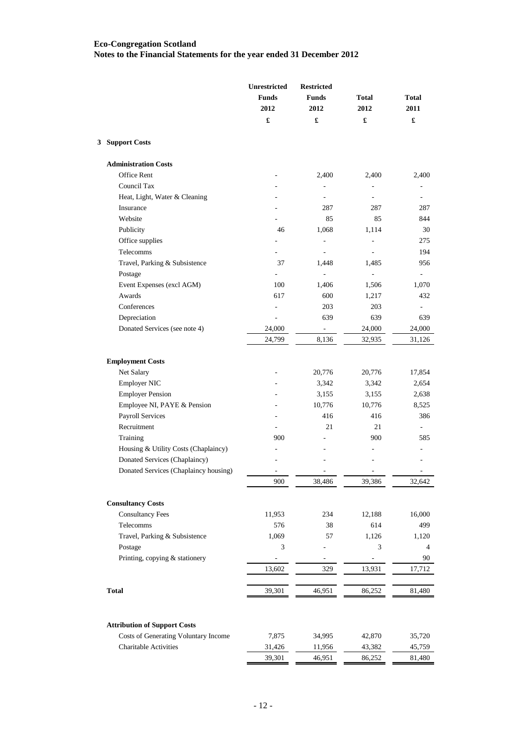**Eco-Congregation Scotland**
**Notes to the Financial Statements for the year ended 31 December 2012**

| | Unrestricted Funds 2012 £ | Restricted Funds 2012 £ | Total 2012 £ | Total 2011 £ |
|---|---|---|---|---|
| **3 Support Costs** | | | | |
| **Administration Costs** | | | | |
| Office Rent | - | 2,400 | 2,400 | 2,400 |
| Council Tax | - | - | - | - |
| Heat, Light, Water & Cleaning | - | - | - | - |
| Insurance | - | 287 | 287 | 287 |
| Website | - | 85 | 85 | 844 |
| Publicity | 46 | 1,068 | 1,114 | 30 |
| Office supplies | - | - | - | 275 |
| Telecomms | - | - | - | 194 |
| Travel, Parking & Subsistence | 37 | 1,448 | 1,485 | 956 |
| Postage | - | - | - | - |
| Event Expenses (excl AGM) | 100 | 1,406 | 1,506 | 1,070 |
| Awards | 617 | 600 | 1,217 | 432 |
| Conferences | - | 203 | 203 | - |
| Depreciation | - | 639 | 639 | 639 |
| Donated Services (see note 4) | 24,000 | - | 24,000 | 24,000 |
| | 24,799 | 8,136 | 32,935 | 31,126 |
| **Employment Costs** | | | | |
| Net Salary | - | 20,776 | 20,776 | 17,854 |
| Employer NIC | - | 3,342 | 3,342 | 2,654 |
| Employer Pension | - | 3,155 | 3,155 | 2,638 |
| Employee NI, PAYE & Pension | - | 10,776 | 10,776 | 8,525 |
| Payroll Services | - | 416 | 416 | 386 |
| Recruitment | - | 21 | 21 | - |
| Training | 900 | - | 900 | 585 |
| Housing & Utility Costs (Chaplaincy) | - | - | - | - |
| Donated Services (Chaplaincy) | - | - | - | - |
| Donated Services (Chaplaincy housing) | - | - | - | - |
| | 900 | 38,486 | 39,386 | 32,642 |
| **Consultancy Costs** | | | | |
| Consultancy Fees | 11,953 | 234 | 12,188 | 16,000 |
| Telecomms | 576 | 38 | 614 | 499 |
| Travel, Parking & Subsistence | 1,069 | 57 | 1,126 | 1,120 |
| Postage | 3 | - | 3 | 4 |
| Printing, copying & stationery | - | - | - | 90 |
| | 13,602 | 329 | 13,931 | 17,712 |
| **Total** | 39,301 | 46,951 | 86,252 | 81,480 |
| **Attribution of Support Costs** | | | | |
| Costs of Generating Voluntary Income | 7,875 | 34,995 | 42,870 | 35,720 |
| Charitable Activities | 31,426 | 11,956 | 43,382 | 45,759 |
| | 39,301 | 46,951 | 86,252 | 81,480 |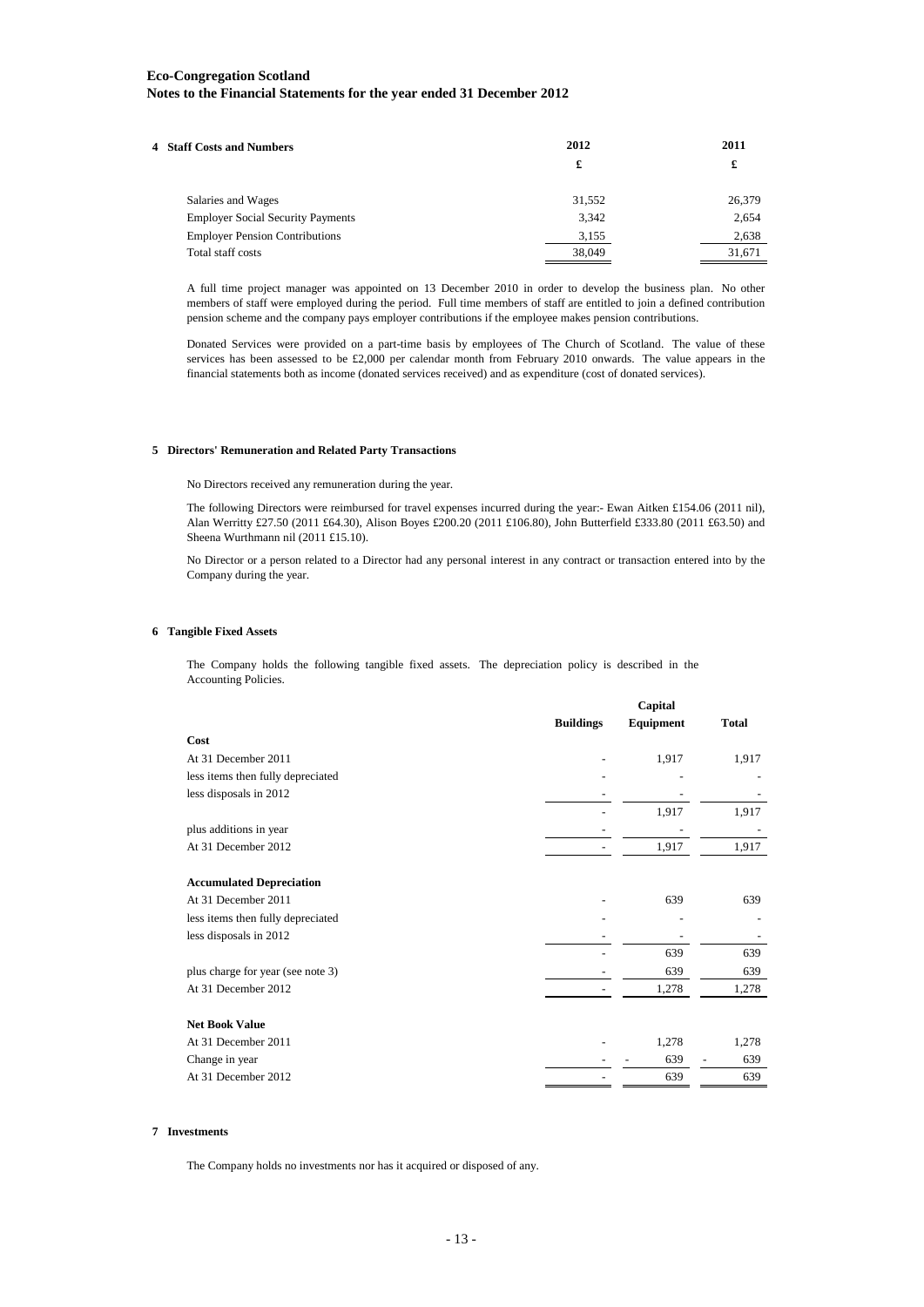**Eco-Congregation Scotland**
**Notes to the Financial Statements for the year ended 31 December 2012**

**4 Staff Costs and Numbers**

| | 2012 | 2011 |
|---|---|---|
| | £ | £ |
| Salaries and Wages | 31,552 | 26,379 |
| Employer Social Security Payments | 3,342 | 2,654 |
| Employer Pension Contributions | 3,155 | 2,638 |
| Total staff costs | 38,049 | 31,671 |

A full time project manager was appointed on 13 December 2010 in order to develop the business plan. No other members of staff were employed during the period. Full time members of staff are entitled to join a defined contribution pension scheme and the company pays employer contributions if the employee makes pension contributions.

Donated Services were provided on a part-time basis by employees of The Church of Scotland. The value of these services has been assessed to be £2,000 per calendar month from February 2010 onwards. The value appears in the financial statements both as income (donated services received) and as expenditure (cost of donated services).

**5 Directors' Remuneration and Related Party Transactions**

No Directors received any remuneration during the year.

The following Directors were reimbursed for travel expenses incurred during the year:- Ewan Aitken £154.06 (2011 nil), Alan Werritty £27.50 (2011 £64.30), Alison Boyes £200.20 (2011 £106.80), John Butterfield £333.80 (2011 £63.50) and Sheena Wurthmann nil (2011 £15.10).

No Director or a person related to a Director had any personal interest in any contract or transaction entered into by the Company during the year.

**6 Tangible Fixed Assets**

The Company holds the following tangible fixed assets. The depreciation policy is described in the Accounting Policies.

| | Buildings | Capital Equipment | Total |
|---|---|---|---|
| **Cost** | | | |
| At 31 December 2011 | - | 1,917 | 1,917 |
| less items then fully depreciated | - | - | - |
| less disposals in 2012 | - | - | - |
| | - | 1,917 | 1,917 |
| plus additions in year | - | - | - |
| At 31 December 2012 | - | 1,917 | 1,917 |
| **Accumulated Depreciation** | | | |
| At 31 December 2011 | - | 639 | 639 |
| less items then fully depreciated | - | - | - |
| less disposals in 2012 | - | - | - |
| | - | 639 | 639 |
| plus charge for year (see note 3) | - | 639 | 639 |
| At 31 December 2012 | - | 1,278 | 1,278 |
| **Net Book Value** | | | |
| At 31 December 2011 | - | 1,278 | 1,278 |
| Change in year | - | - 639 | - 639 |
| At 31 December 2012 | - | 639 | 639 |

**7 Investments**

The Company holds no investments nor has it acquired or disposed of any.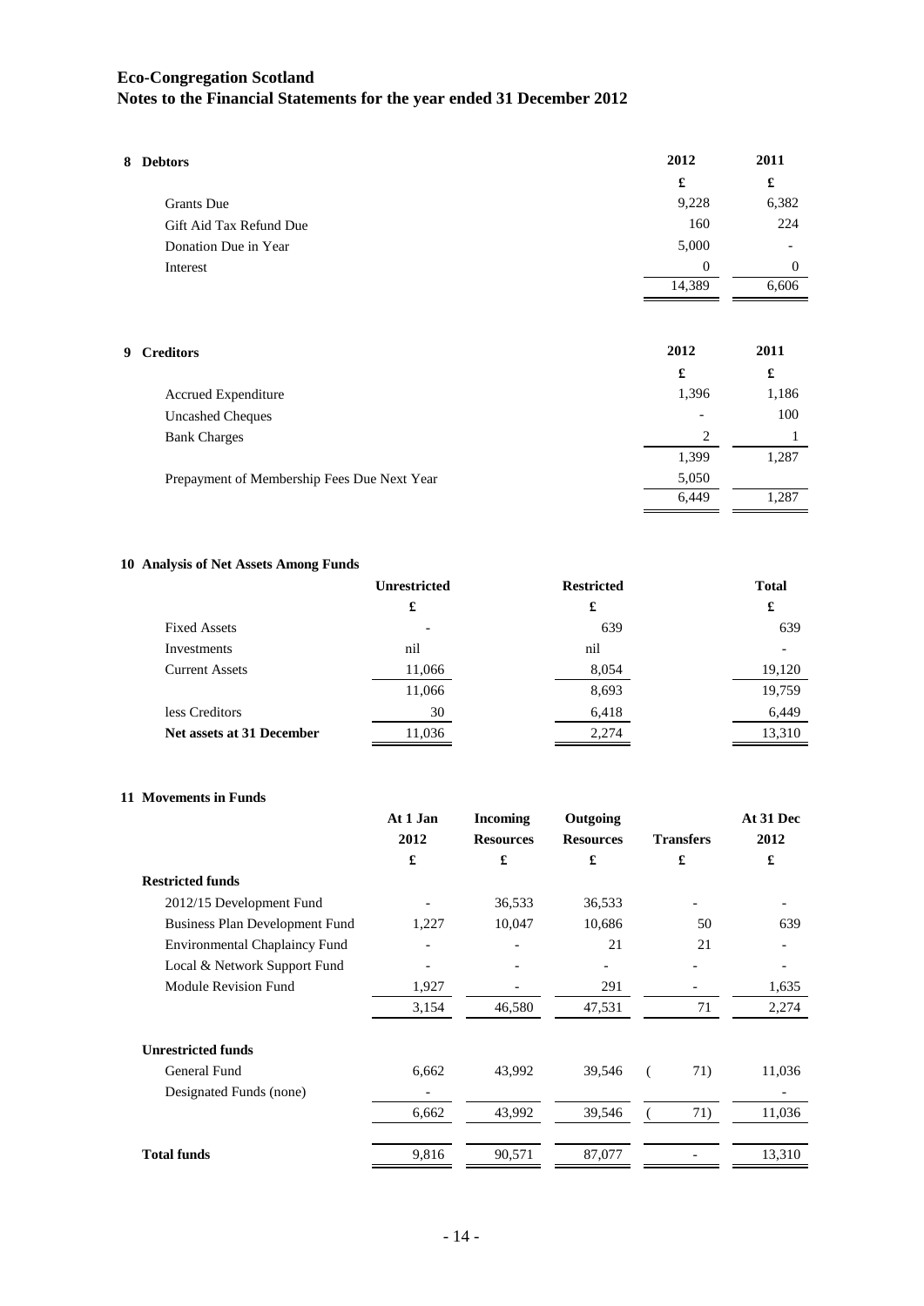# Eco-Congregation Scotland

## Notes to the Financial Statements for the year ended 31 December 2012

### 8 Debtors

| | 2012 | 2011 |
|---|---|---|
| | £ | £ |
| Grants Due | 9,228 | 6,382 |
| Gift Aid Tax Refund Due | 160 | 224 |
| Donation Due in Year | 5,000 | - |
| Interest | 0 | 0 |
| | 14,389 | 6,606 |

### 9 Creditors

| | 2012 | 2011 |
|---|---|---|
| | £ | £ |
| Accrued Expenditure | 1,396 | 1,186 |
| Uncashed Cheques | - | 100 |
| Bank Charges | 2 | 1 |
| | 1,399 | 1,287 |
| Prepayment of Membership Fees Due Next Year | 5,050 | |
| | 6,449 | 1,287 |

### 10 Analysis of Net Assets Among Funds

| | Unrestricted | Restricted | Total |
|---|---|---|---|
| | £ | £ | £ |
| Fixed Assets | - | 639 | 639 |
| Investments | nil | nil | - |
| Current Assets | 11,066 | 8,054 | 19,120 |
| | 11,066 | 8,693 | 19,759 |
| less Creditors | 30 | 6,418 | 6,449 |
| **Net assets at 31 December** | 11,036 | 2,274 | 13,310 |

### 11 Movements in Funds

| | At 1 Jan 2012 | Incoming Resources | Outgoing Resources | Transfers | At 31 Dec 2012 |
|---|---|---|---|---|---|
| | £ | £ | £ | £ | £ |
| **Restricted funds** | | | | | |
| 2012/15 Development Fund | - | 36,533 | 36,533 | - | - |
| Business Plan Development Fund | 1,227 | 10,047 | 10,686 | 50 | 639 |
| Environmental Chaplaincy Fund | - | - | 21 | 21 | - |
| Local & Network Support Fund | - | - | - | - | - |
| Module Revision Fund | 1,927 | - | 291 | - | 1,635 |
| | 3,154 | 46,580 | 47,531 | 71 | 2,274 |
| **Unrestricted funds** | | | | | |
| General Fund | 6,662 | 43,992 | 39,546 | (71) | 11,036 |
| Designated Funds (none) | - | | | | - |
| | 6,662 | 43,992 | 39,546 | (71) | 11,036 |
| **Total funds** | 9,816 | 90,571 | 87,077 | - | 13,310 |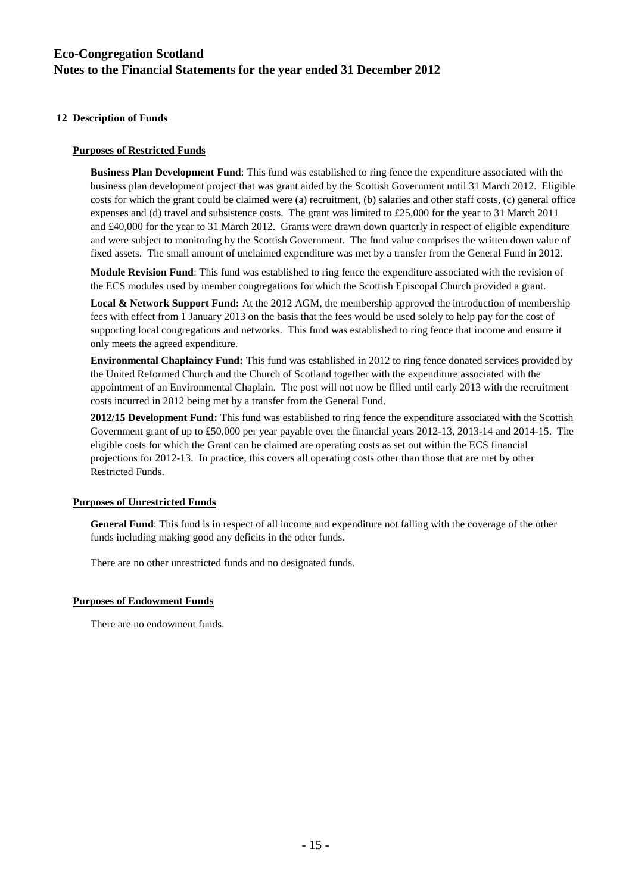# Eco-Congregation Scotland
# Notes to the Financial Statements for the year ended 31 December 2012

## 12 Description of Funds

### Purposes of Restricted Funds

**Business Plan Development Fund**: This fund was established to ring fence the expenditure associated with the business plan development project that was grant aided by the Scottish Government until 31 March 2012. Eligible costs for which the grant could be claimed were (a) recruitment, (b) salaries and other staff costs, (c) general office expenses and (d) travel and subsistence costs. The grant was limited to £25,000 for the year to 31 March 2011 and £40,000 for the year to 31 March 2012. Grants were drawn down quarterly in respect of eligible expenditure and were subject to monitoring by the Scottish Government. The fund value comprises the written down value of fixed assets. The small amount of unclaimed expenditure was met by a transfer from the General Fund in 2012.

**Module Revision Fund**: This fund was established to ring fence the expenditure associated with the revision of the ECS modules used by member congregations for which the Scottish Episcopal Church provided a grant.

**Local & Network Support Fund:** At the 2012 AGM, the membership approved the introduction of membership fees with effect from 1 January 2013 on the basis that the fees would be used solely to help pay for the cost of supporting local congregations and networks. This fund was established to ring fence that income and ensure it only meets the agreed expenditure.

**Environmental Chaplaincy Fund:** This fund was established in 2012 to ring fence donated services provided by the United Reformed Church and the Church of Scotland together with the expenditure associated with the appointment of an Environmental Chaplain. The post will not now be filled until early 2013 with the recruitment costs incurred in 2012 being met by a transfer from the General Fund.

**2012/15 Development Fund:** This fund was established to ring fence the expenditure associated with the Scottish Government grant of up to £50,000 per year payable over the financial years 2012-13, 2013-14 and 2014-15. The eligible costs for which the Grant can be claimed are operating costs as set out within the ECS financial projections for 2012-13. In practice, this covers all operating costs other than those that are met by other Restricted Funds.

### Purposes of Unrestricted Funds

**General Fund**: This fund is in respect of all income and expenditure not falling with the coverage of the other funds including making good any deficits in the other funds.

There are no other unrestricted funds and no designated funds.

### Purposes of Endowment Funds

There are no endowment funds.